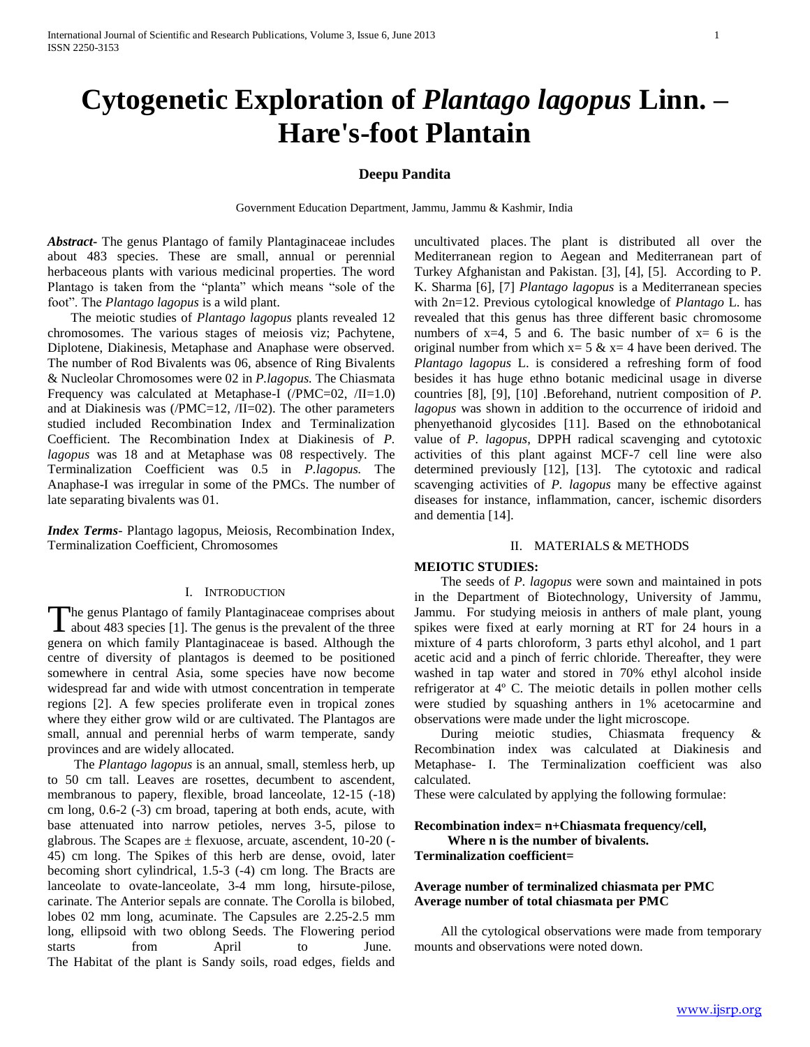# Cytogenetic Exploration of *Plantago lagopus* Linn. – Hare's-foot Plantain

**Deepu Pandita**

Government Education Department, Jammu, Jammu & Kashmir, India

***Abstract***- The genus Plantago of family Plantaginaceae includes about 483 species. These are small, annual or perennial herbaceous plants with various medicinal properties. The word Plantago is taken from the "planta" which means "sole of the foot". The *Plantago lagopus* is a wild plant.

The meiotic studies of *Plantago lagopus* plants revealed 12 chromosomes. The various stages of meiosis viz; Pachytene, Diplotene, Diakinesis, Metaphase and Anaphase were observed. The number of Rod Bivalents was 06, absence of Ring Bivalents & Nucleolar Chromosomes were 02 in *P.lagopus.* The Chiasmata Frequency was calculated at Metaphase-I (/PMC=02, /II=1.0) and at Diakinesis was (/PMC=12, /II=02). The other parameters studied included Recombination Index and Terminalization Coefficient. The Recombination Index at Diakinesis of *P. lagopus* was 18 and at Metaphase was 08 respectively. The Terminalization Coefficient was 0.5 in *P.lagopus.* The Anaphase-I was irregular in some of the PMCs. The number of late separating bivalents was 01.

***Index Terms***- Plantago lagopus, Meiosis, Recombination Index, Terminalization Coefficient, Chromosomes

## I. Introduction

The genus Plantago of family Plantaginaceae comprises about about 483 species [1]. The genus is the prevalent of the three genera on which family Plantaginaceae is based. Although the centre of diversity of plantagos is deemed to be positioned somewhere in central Asia, some species have now become widespread far and wide with utmost concentration in temperate regions [2]. A few species proliferate even in tropical zones where they either grow wild or are cultivated. The Plantagos are small, annual and perennial herbs of warm temperate, sandy provinces and are widely allocated.

The *Plantago lagopus* is an annual, small, stemless herb, up to 50 cm tall. Leaves are rosettes, decumbent to ascendent, membranous to papery, flexible, broad lanceolate, 12-15 (-18) cm long, 0.6-2 (-3) cm broad, tapering at both ends, acute, with base attenuated into narrow petioles, nerves 3-5, pilose to glabrous. The Scapes are ± flexuose, arcuate, ascendent, 10-20 (-45) cm long. The Spikes of this herb are dense, ovoid, later becoming short cylindrical, 1.5-3 (-4) cm long. The Bracts are lanceolate to ovate-lanceolate, 3-4 mm long, hirsute-pilose, carinate. The Anterior sepals are connate. The Corolla is bilobed, lobes 02 mm long, acuminate. The Capsules are 2.25-2.5 mm long, ellipsoid with two oblong Seeds. The Flowering period starts from April to June. The Habitat of the plant is Sandy soils, road edges, fields and uncultivated places. The plant is distributed all over the Mediterranean region to Aegean and Mediterranean part of Turkey Afghanistan and Pakistan. [3], [4], [5]. According to P. K. Sharma [6], [7] *Plantago lagopus* is a Mediterranean species with 2n=12. Previous cytological knowledge of *Plantago* L. has revealed that this genus has three different basic chromosome numbers of x=4, 5 and 6. The basic number of x= 6 is the original number from which x= 5 & x= 4 have been derived. The *Plantago lagopus* L. is considered a refreshing form of food besides it has huge ethno botanic medicinal usage in diverse countries [8], [9], [10] .Beforehand, nutrient composition of *P. lagopus* was shown in addition to the occurrence of iridoid and phenyethanoid glycosides [11]. Based on the ethnobotanical value of *P. lagopus*, DPPH radical scavenging and cytotoxic activities of this plant against MCF-7 cell line were also determined previously [12], [13]. The cytotoxic and radical scavenging activities of *P. lagopus* many be effective against diseases for instance, inflammation, cancer, ischemic disorders and dementia [14].

## II. Materials & Methods

**MEIOTIC STUDIES:**

The seeds of *P. lagopus* were sown and maintained in pots in the Department of Biotechnology, University of Jammu, Jammu. For studying meiosis in anthers of male plant, young spikes were fixed at early morning at RT for 24 hours in a mixture of 4 parts chloroform, 3 parts ethyl alcohol, and 1 part acetic acid and a pinch of ferric chloride. Thereafter, they were washed in tap water and stored in 70% ethyl alcohol inside refrigerator at 4º C. The meiotic details in pollen mother cells were studied by squashing anthers in 1% acetocarmine and observations were made under the light microscope.

During meiotic studies, Chiasmata frequency & Recombination index was calculated at Diakinesis and Metaphase- I. The Terminalization coefficient was also calculated.

These were calculated by applying the following formulae:

**Recombination index= n+Chiasmata frequency/cell,**
**Where n is the number of bivalents.**
**Terminalization coefficient=**

**Average number of terminalized chiasmata per PMC**
**Average number of total chiasmata per PMC**

All the cytological observations were made from temporary mounts and observations were noted down.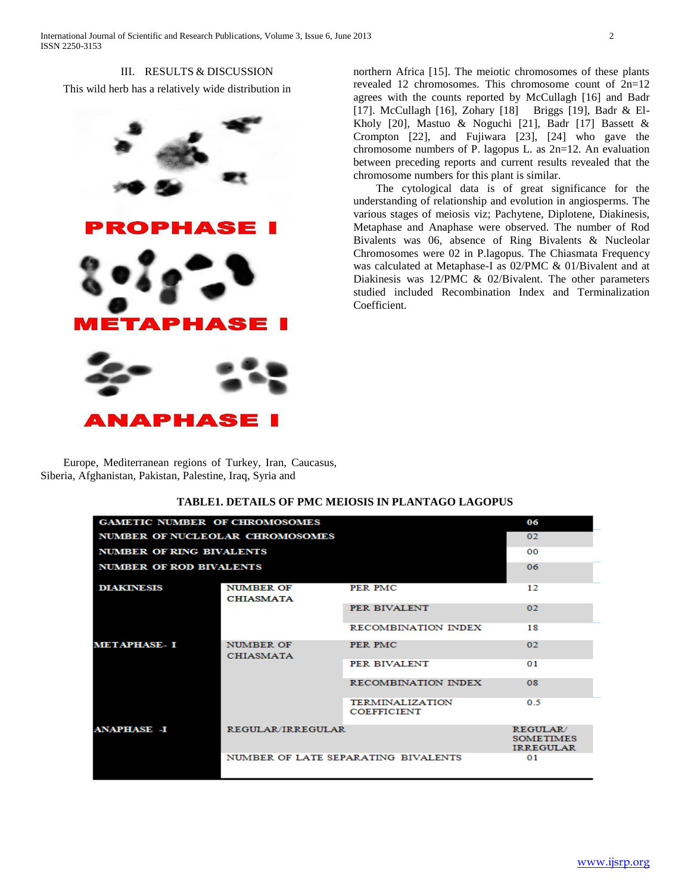## III. RESULTS & DISCUSSION

This wild herb has a relatively wide distribution in Europe, Mediterranean regions of Turkey, Iran, Caucasus, Siberia, Afghanistan, Pakistan, Palestine, Iraq, Syria and northern Africa [15]. The meiotic chromosomes of these plants revealed 12 chromosomes. This chromosome count of 2n=12 agrees with the counts reported by McCullagh [16] and Badr [17]. McCullagh [16], Zohary [18] Briggs [19], Badr & El-Kholy [20], Mastuo & Noguchi [21], Badr [17] Bassett & Crompton [22], and Fujiwara [23], [24] who gave the chromosome numbers of P. lagopus L. as 2n=12. An evaluation between preceding reports and current results revealed that the chromosome numbers for this plant is similar.

The cytological data is of great significance for the understanding of relationship and evolution in angiosperms. The various stages of meiosis viz; Pachytene, Diplotene, Diakinesis, Metaphase and Anaphase were observed. The number of Rod Bivalents was 06, absence of Ring Bivalents & Nucleolar Chromosomes were 02 in P.lagopus. The Chiasmata Frequency was calculated at Metaphase-I as 02/PMC & 01/Bivalent and at Diakinesis was 12/PMC & 02/Bivalent. The other parameters studied included Recombination Index and Terminalization Coefficient.

PROPHASE I

METAPHASE I

ANAPHASE I

**TABLE1. DETAILS OF PMC MEIOSIS IN PLANTAGO LAGOPUS**

| | | | |
|---|---|---|---|
| GAMETIC NUMBER OF CHROMOSOMES | | | 06 |
| NUMBER OF NUCLEOLAR CHROMOSOMES | | | 02 |
| NUMBER OF RING BIVALENTS | | | 00 |
| NUMBER OF ROD BIVALENTS | | | 06 |
| DIAKINESIS | NUMBER OF CHIASMATA | PER PMC | 12 |
| | | PER BIVALENT | 02 |
| | | RECOMBINATION INDEX | 18 |
| METAPHASE- I | NUMBER OF CHIASMATA | PER PMC | 02 |
| | | PER BIVALENT | 01 |
| | | RECOMBINATION INDEX | 08 |
| | | TERMINALIZATION COEFFICIENT | 0.5 |
| ANAPHASE -I | REGULAR/IRREGULAR | | REGULAR/ SOMETIMES IRREGULAR |
| | NUMBER OF LATE SEPARATING BIVALENTS | | 01 |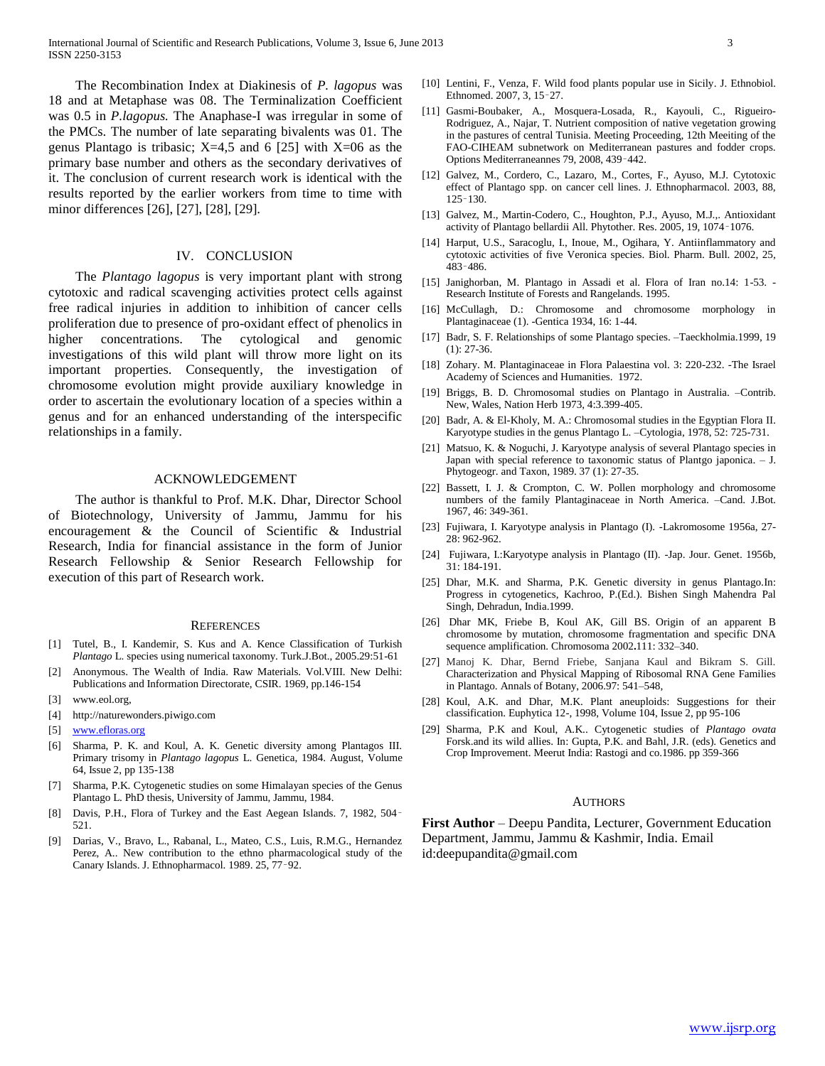The Recombination Index at Diakinesis of *P. lagopus* was 18 and at Metaphase was 08. The Terminalization Coefficient was 0.5 in *P.lagopus.* The Anaphase-I was irregular in some of the PMCs. The number of late separating bivalents was 01. The genus Plantago is tribasic; X=4,5 and 6 [25] with X=06 as the primary base number and others as the secondary derivatives of it. The conclusion of current research work is identical with the results reported by the earlier workers from time to time with minor differences [26], [27], [28], [29].

## IV. CONCLUSION

The *Plantago lagopus* is very important plant with strong cytotoxic and radical scavenging activities protect cells against free radical injuries in addition to inhibition of cancer cells proliferation due to presence of pro-oxidant effect of phenolics in higher concentrations. The cytological and genomic investigations of this wild plant will throw more light on its important properties. Consequently, the investigation of chromosome evolution might provide auxiliary knowledge in order to ascertain the evolutionary location of a species within a genus and for an enhanced understanding of the interspecific relationships in a family.

## ACKNOWLEDGEMENT

The author is thankful to Prof. M.K. Dhar, Director School of Biotechnology, University of Jammu, Jammu for his encouragement & the Council of Scientific & Industrial Research, India for financial assistance in the form of Junior Research Fellowship & Senior Research Fellowship for execution of this part of Research work.

## REFERENCES

[1] Tutel, B., I. Kandemir, S. Kus and A. Kence Classification of Turkish *Plantago* L. species using numerical taxonomy. Turk.J.Bot., 2005.29:51-61

[2] Anonymous. The Wealth of India. Raw Materials. Vol.VIII. New Delhi: Publications and Information Directorate, CSIR. 1969, pp.146-154

[3] www.eol.org,

[4] http://naturewonders.piwigo.com

[5] www.efloras.org

[6] Sharma, P. K. and Koul, A. K. Genetic diversity among Plantagos III. Primary trisomy in *Plantago lagopus* L. Genetica, 1984. August, Volume 64, Issue 2, pp 135-138

[7] Sharma, P.K. Cytogenetic studies on some Himalayan species of the Genus Plantago L. PhD thesis, University of Jammu, Jammu, 1984.

[8] Davis, P.H., Flora of Turkey and the East Aegean Islands. 7, 1982, 504‑521.

[9] Darias, V., Bravo, L., Rabanal, L., Mateo, C.S., Luis, R.M.G., Hernandez Perez, A.. New contribution to the ethno pharmacological study of the Canary Islands. J. Ethnopharmacol. 1989. 25, 77‑92.

[10] Lentini, F., Venza, F. Wild food plants popular use in Sicily. J. Ethnobiol. Ethnomed. 2007, 3, 15‑27.

[11] Gasmi-Boubaker, A., Mosquera-Losada, R., Kayouli, C., Rigueiro-Rodriguez, A., Najar, T. Nutrient composition of native vegetation growing in the pastures of central Tunisia. Meeting Proceeding, 12th Meeiting of the FAO-CIHEAM subnetwork on Mediterranean pastures and fodder crops. Options Mediterraneannes 79, 2008, 439‑442.

[12] Galvez, M., Cordero, C., Lazaro, M., Cortes, F., Ayuso, M.J. Cytotoxic effect of Plantago spp. on cancer cell lines. J. Ethnopharmacol. 2003, 88, 125‑130.

[13] Galvez, M., Martin-Codero, C., Houghton, P.J., Ayuso, M.J.,. Antioxidant activity of Plantago bellardii All. Phytother. Res. 2005, 19, 1074‑1076.

[14] Harput, U.S., Saracoglu, I., Inoue, M., Ogihara, Y. Antiinflammatory and cytotoxic activities of five Veronica species. Biol. Pharm. Bull. 2002, 25, 483‑486.

[15] Janighorban, M. Plantago in Assadi et al. Flora of Iran no.14: 1-53. -Research Institute of Forests and Rangelands. 1995.

[16] McCullagh, D.: Chromosome and chromosome morphology in Plantaginaceae (1). -Gentica 1934, 16: 1-44.

[17] Badr, S. F. Relationships of some Plantago species. –Taeckholmia.1999, 19 (1): 27-36.

[18] Zohary. M. Plantaginaceae in Flora Palaestina vol. 3: 220-232. -The Israel Academy of Sciences and Humanities. 1972.

[19] Briggs, B. D. Chromosomal studies on Plantago in Australia. –Contrib. New, Wales, Nation Herb 1973, 4:3.399-405.

[20] Badr, A. & El-Kholy, M. A.: Chromosomal studies in the Egyptian Flora II. Karyotype studies in the genus Plantago L. –Cytologia, 1978, 52: 725-731.

[21] Matsuo, K. & Noguchi, J. Karyotype analysis of several Plantago species in Japan with special reference to taxonomic status of Plantgo japonica. – J. Phytogeogr. and Taxon, 1989. 37 (1): 27-35.

[22] Bassett, I. J. & Crompton, C. W. Pollen morphology and chromosome numbers of the family Plantaginaceae in North America. –Cand. J.Bot. 1967, 46: 349-361.

[23] Fujiwara, I. Karyotype analysis in Plantago (I). -Lakromosome 1956a, 27-28: 962-962.

[24] Fujiwara, I.:Karyotype analysis in Plantago (II). -Jap. Jour. Genet. 1956b, 31: 184-191.

[25] Dhar, M.K. and Sharma, P.K. Genetic diversity in genus Plantago.In: Progress in cytogenetics, Kachroo, P.(Ed.). Bishen Singh Mahendra Pal Singh, Dehradun, India.1999.

[26] Dhar MK, Friebe B, Koul AK, Gill BS. Origin of an apparent B chromosome by mutation, chromosome fragmentation and specific DNA sequence amplification. Chromosoma 2002.111: 332–340.

[27] Manoj K. Dhar, Bernd Friebe, Sanjana Kaul and Bikram S. Gill. Characterization and Physical Mapping of Ribosomal RNA Gene Families in Plantago. Annals of Botany, 2006.97: 541–548,

[28] Koul, A.K. and Dhar, M.K. Plant aneuploids: Suggestions for their classification. Euphytica 12-, 1998, Volume 104, Issue 2, pp 95-106

[29] Sharma, P.K and Koul, A.K.. Cytogenetic studies of *Plantago ovata* Forsk.and its wild allies. In: Gupta, P.K. and Bahl, J.R. (eds). Genetics and Crop Improvement. Meerut India: Rastogi and co.1986. pp 359-366

## AUTHORS

**First Author** – Deepu Pandita, Lecturer, Government Education Department, Jammu, Jammu & Kashmir, India. Email id:deepupandita@gmail.com